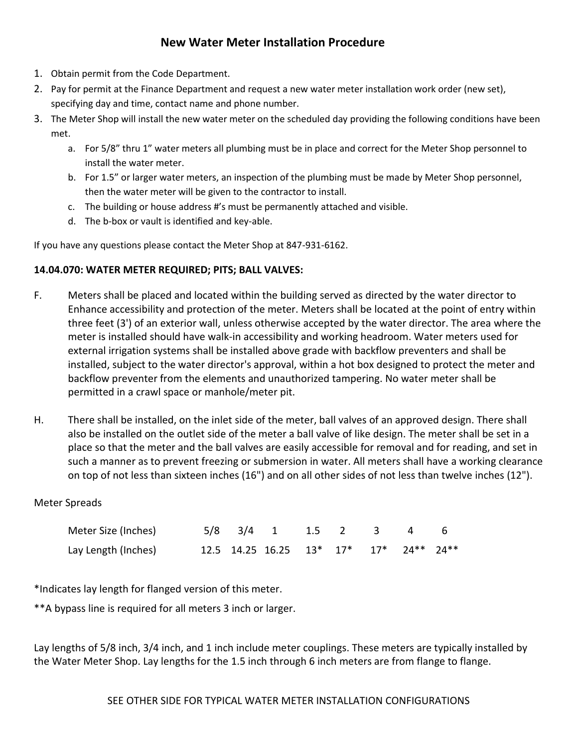# New Water Meter Installation Procedure

1. Obtain permit from the Code Department.
2. Pay for permit at the Finance Department and request a new water meter installation work order (new set), specifying day and time, contact name and phone number.
3. The Meter Shop will install the new water meter on the scheduled day providing the following conditions have been met.
   a. For 5/8" thru 1" water meters all plumbing must be in place and correct for the Meter Shop personnel to install the water meter.
   b. For 1.5" or larger water meters, an inspection of the plumbing must be made by Meter Shop personnel, then the water meter will be given to the contractor to install.
   c. The building or house address #'s must be permanently attached and visible.
   d. The b-box or vault is identified and key-able.

If you have any questions please contact the Meter Shop at 847-931-6162.

**14.04.070: WATER METER REQUIRED; PITS; BALL VALVES:**

F. Meters shall be placed and located within the building served as directed by the water director to Enhance accessibility and protection of the meter. Meters shall be located at the point of entry within three feet (3') of an exterior wall, unless otherwise accepted by the water director. The area where the meter is installed should have walk-in accessibility and working headroom. Water meters used for external irrigation systems shall be installed above grade with backflow preventers and shall be installed, subject to the water director's approval, within a hot box designed to protect the meter and backflow preventer from the elements and unauthorized tampering. No water meter shall be permitted in a crawl space or manhole/meter pit.

H. There shall be installed, on the inlet side of the meter, ball valves of an approved design. There shall also be installed on the outlet side of the meter a ball valve of like design. The meter shall be set in a place so that the meter and the ball valves are easily accessible for removal and for reading, and set in such a manner as to prevent freezing or submersion in water. All meters shall have a working clearance on top of not less than sixteen inches (16") and on all other sides of not less than twelve inches (12").

Meter Spreads

| Meter Size (Inches) | 5/8 | 3/4 | 1 | 1.5 | 2 | 3 | 4 | 6 |
|---|---|---|---|---|---|---|---|---|
| Lay Length (Inches) | 12.5 | 14.25 | 16.25 | 13* | 17* | 17* | 24** | 24** |

*Indicates lay length for flanged version of this meter.

**A bypass line is required for all meters 3 inch or larger.

Lay lengths of 5/8 inch, 3/4 inch, and 1 inch include meter couplings. These meters are typically installed by the Water Meter Shop. Lay lengths for the 1.5 inch through 6 inch meters are from flange to flange.

SEE OTHER SIDE FOR TYPICAL WATER METER INSTALLATION CONFIGURATIONS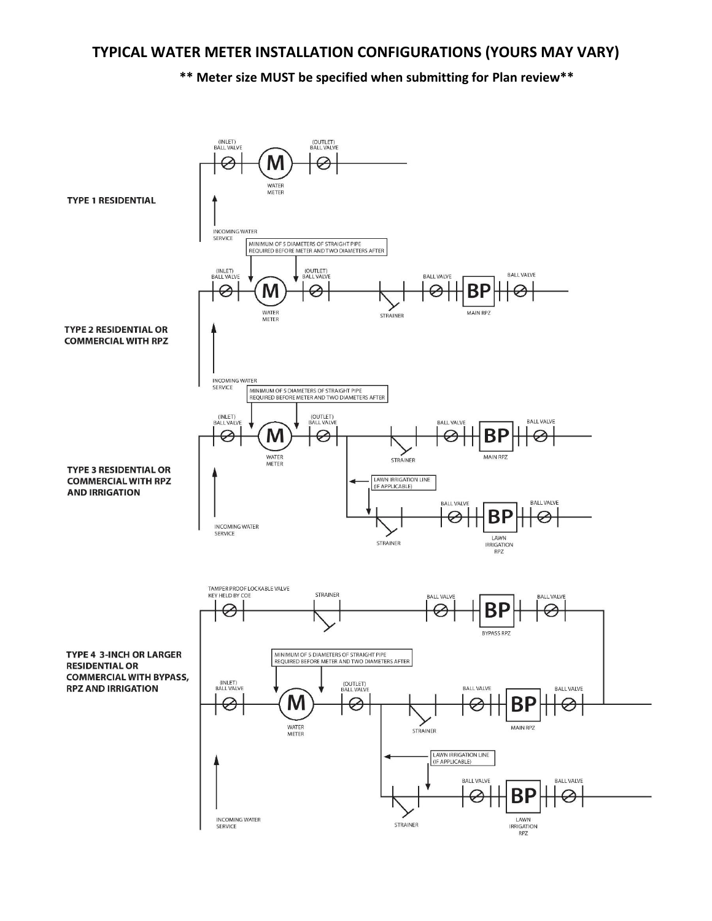# TYPICAL WATER METER INSTALLATION CONFIGURATIONS (YOURS MAY VARY)

**\*\* Meter size MUST be specified when submitting for Plan review\*\***

**TYPE 1 RESIDENTIAL**

(INLET) BALL VALVE

M

WATER METER

(OUTLET) BALL VALVE

INCOMING WATER SERVICE

**TYPE 2 RESIDENTIAL OR COMMERCIAL WITH RPZ**

MINIMUM OF 5 DIAMETERS OF STRAIGHT PIPE REQUIRED BEFORE METER AND TWO DIAMETERS AFTER

(INLET) BALL VALVE

M

WATER METER

(OUTLET) BALL VALVE

STRAINER

BALL VALVE

BP

MAIN RPZ

BALL VALVE

INCOMING WATER SERVICE

**TYPE 3 RESIDENTIAL OR COMMERCIAL WITH RPZ AND IRRIGATION**

MINIMUM OF 5 DIAMETERS OF STRAIGHT PIPE REQUIRED BEFORE METER AND TWO DIAMETERS AFTER

(INLET) BALL VALVE

M

WATER METER

(OUTLET) BALL VALVE

STRAINER

BALL VALVE

BP

MAIN RPZ

BALL VALVE

LAWN IRRIGATION LINE (IF APPLICABLE)

STRAINER

BALL VALVE

BP

LAWN IRRIGATION RPZ

BALL VALVE

INCOMING WATER SERVICE

**TYPE 4 3-INCH OR LARGER RESIDENTIAL OR COMMERCIAL WITH BYPASS, RPZ AND IRRIGATION**

TAMPER PROOF LOCKABLE VALVE KEY HELD BY COE

STRAINER

BALL VALVE

BP

BYPASS RPZ

BALL VALVE

MINIMUM OF 5 DIAMETERS OF STRAIGHT PIPE REQUIRED BEFORE METER AND TWO DIAMETERS AFTER

(INLET) BALL VALVE

M

WATER METER

(OUTLET) BALL VALVE

STRAINER

BALL VALVE

BP

MAIN RPZ

BALL VALVE

LAWN IRRIGATION LINE (IF APPLICABLE)

STRAINER

BALL VALVE

BP

LAWN IRRIGATION RPZ

BALL VALVE

INCOMING WATER SERVICE